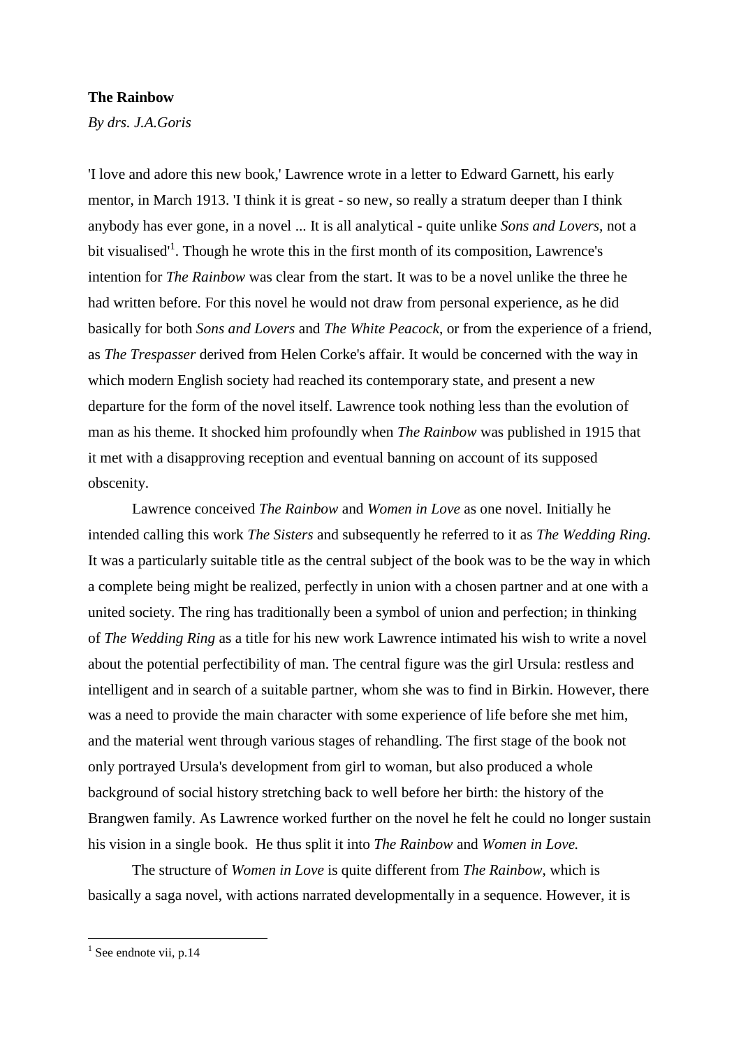**The Rainbow**

*By drs. J.A.Goris*

'I love and adore this new book,' Lawrence wrote in a letter to Edward Garnett, his early mentor, in March 1913. 'I think it is great - so new, so really a stratum deeper than I think anybody has ever gone, in a novel ... It is all analytical - quite unlike *Sons and Lovers,* not a bit visualised'[1]. Though he wrote this in the first month of its composition, Lawrence's intention for *The Rainbow* was clear from the start. It was to be a novel unlike the three he had written before. For this novel he would not draw from personal experience, as he did basically for both *Sons and Lovers* and *The White Peacock,* or from the experience of a friend, as *The Trespasser* derived from Helen Corke's affair. It would be concerned with the way in which modern English society had reached its contemporary state, and present a new departure for the form of the novel itself. Lawrence took nothing less than the evolution of man as his theme. It shocked him profoundly when *The Rainbow* was published in 1915 that it met with a disapproving reception and eventual banning on account of its supposed obscenity.

Lawrence conceived *The Rainbow* and *Women in Love* as one novel. Initially he intended calling this work *The Sisters* and subsequently he referred to it as *The Wedding Ring.* It was a particularly suitable title as the central subject of the book was to be the way in which a complete being might be realized, perfectly in union with a chosen partner and at one with a united society. The ring has traditionally been a symbol of union and perfection; in thinking of *The Wedding Ring* as a title for his new work Lawrence intimated his wish to write a novel about the potential perfectibility of man. The central figure was the girl Ursula: restless and intelligent and in search of a suitable partner, whom she was to find in Birkin. However, there was a need to provide the main character with some experience of life before she met him, and the material went through various stages of rehandling. The first stage of the book not only portrayed Ursula's development from girl to woman, but also produced a whole background of social history stretching back to well before her birth: the history of the Brangwen family. As Lawrence worked further on the novel he felt he could no longer sustain his vision in a single book. He thus split it into *The Rainbow* and *Women in Love.*

The structure of *Women in Love* is quite different from *The Rainbow*, which is basically a saga novel, with actions narrated developmentally in a sequence. However, it is

---

[1] See endnote vii, p.14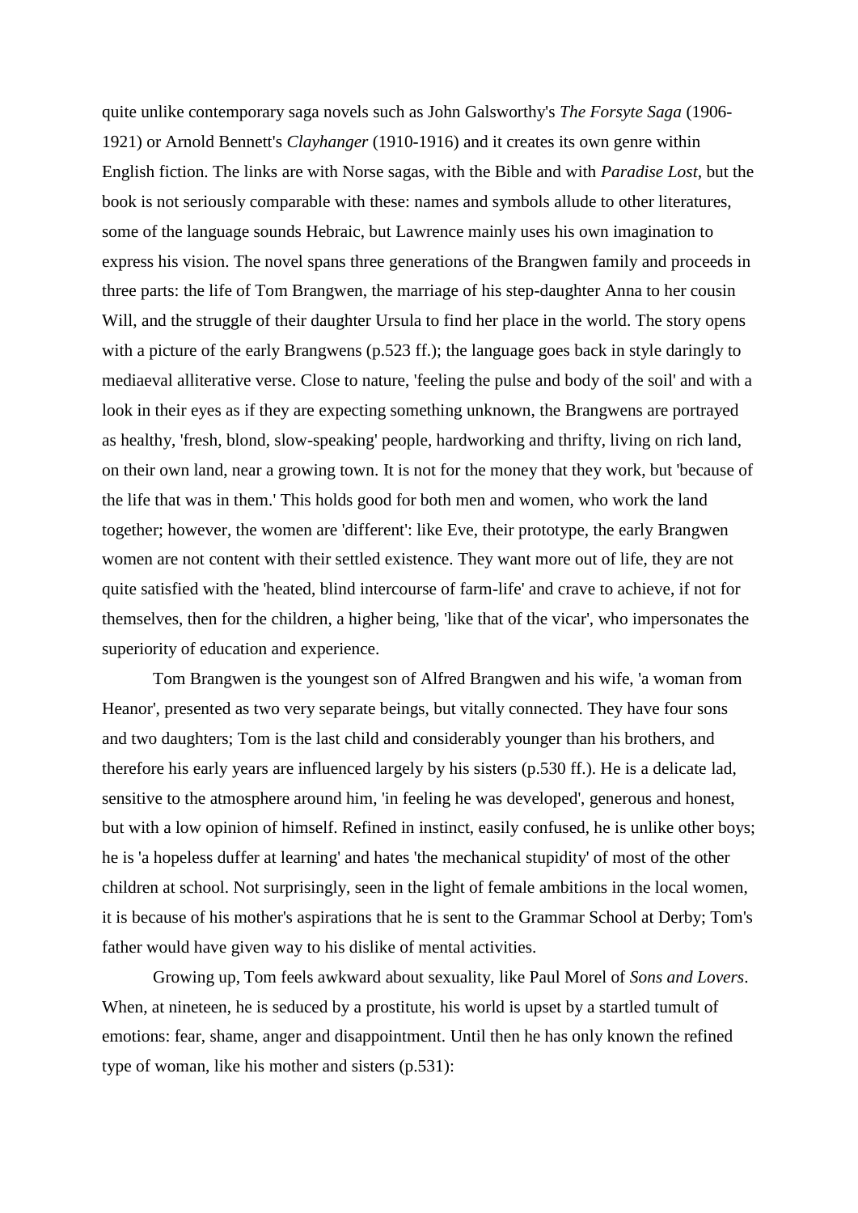quite unlike contemporary saga novels such as John Galsworthy's *The Forsyte Saga* (1906-1921) or Arnold Bennett's *Clayhanger* (1910-1916) and it creates its own genre within English fiction. The links are with Norse sagas, with the Bible and with *Paradise Lost*, but the book is not seriously comparable with these: names and symbols allude to other literatures, some of the language sounds Hebraic, but Lawrence mainly uses his own imagination to express his vision. The novel spans three generations of the Brangwen family and proceeds in three parts: the life of Tom Brangwen, the marriage of his step-daughter Anna to her cousin Will, and the struggle of their daughter Ursula to find her place in the world. The story opens with a picture of the early Brangwens (p.523 ff.); the language goes back in style daringly to mediaeval alliterative verse. Close to nature, 'feeling the pulse and body of the soil' and with a look in their eyes as if they are expecting something unknown, the Brangwens are portrayed as healthy, 'fresh, blond, slow-speaking' people, hardworking and thrifty, living on rich land, on their own land, near a growing town. It is not for the money that they work, but 'because of the life that was in them.' This holds good for both men and women, who work the land together; however, the women are 'different': like Eve, their prototype, the early Brangwen women are not content with their settled existence. They want more out of life, they are not quite satisfied with the 'heated, blind intercourse of farm-life' and crave to achieve, if not for themselves, then for the children, a higher being, 'like that of the vicar', who impersonates the superiority of education and experience.

Tom Brangwen is the youngest son of Alfred Brangwen and his wife, 'a woman from Heanor', presented as two very separate beings, but vitally connected. They have four sons and two daughters; Tom is the last child and considerably younger than his brothers, and therefore his early years are influenced largely by his sisters (p.530 ff.). He is a delicate lad, sensitive to the atmosphere around him, 'in feeling he was developed', generous and honest, but with a low opinion of himself. Refined in instinct, easily confused, he is unlike other boys; he is 'a hopeless duffer at learning' and hates 'the mechanical stupidity' of most of the other children at school. Not surprisingly, seen in the light of female ambitions in the local women, it is because of his mother's aspirations that he is sent to the Grammar School at Derby; Tom's father would have given way to his dislike of mental activities.

Growing up, Tom feels awkward about sexuality, like Paul Morel of *Sons and Lovers*. When, at nineteen, he is seduced by a prostitute, his world is upset by a startled tumult of emotions: fear, shame, anger and disappointment. Until then he has only known the refined type of woman, like his mother and sisters (p.531):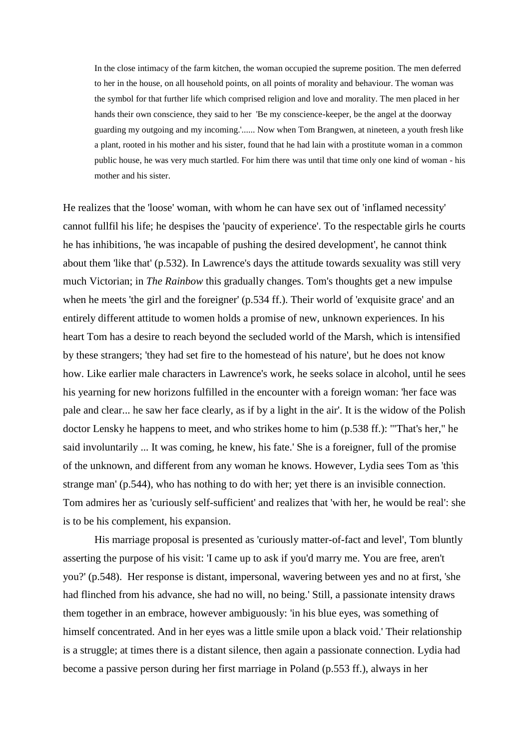> In the close intimacy of the farm kitchen, the woman occupied the supreme position. The men deferred to her in the house, on all household points, on all points of morality and behaviour. The woman was the symbol for that further life which comprised religion and love and morality. The men placed in her hands their own conscience, they said to her 'Be my conscience-keeper, be the angel at the doorway guarding my outgoing and my incoming.'...... Now when Tom Brangwen, at nineteen, a youth fresh like a plant, rooted in his mother and his sister, found that he had lain with a prostitute woman in a common public house, he was very much startled. For him there was until that time only one kind of woman - his mother and his sister.

He realizes that the 'loose' woman, with whom he can have sex out of 'inflamed necessity' cannot fullfil his life; he despises the 'paucity of experience'. To the respectable girls he courts he has inhibitions, 'he was incapable of pushing the desired development', he cannot think about them 'like that' (p.532). In Lawrence's days the attitude towards sexuality was still very much Victorian; in *The Rainbow* this gradually changes. Tom's thoughts get a new impulse when he meets 'the girl and the foreigner' (p.534 ff.). Their world of 'exquisite grace' and an entirely different attitude to women holds a promise of new, unknown experiences. In his heart Tom has a desire to reach beyond the secluded world of the Marsh, which is intensified by these strangers; 'they had set fire to the homestead of his nature', but he does not know how. Like earlier male characters in Lawrence's work, he seeks solace in alcohol, until he sees his yearning for new horizons fulfilled in the encounter with a foreign woman: 'her face was pale and clear... he saw her face clearly, as if by a light in the air'. It is the widow of the Polish doctor Lensky he happens to meet, and who strikes home to him (p.538 ff.): '"That's her," he said involuntarily ... It was coming, he knew, his fate.' She is a foreigner, full of the promise of the unknown, and different from any woman he knows. However, Lydia sees Tom as 'this strange man' (p.544), who has nothing to do with her; yet there is an invisible connection. Tom admires her as 'curiously self-sufficient' and realizes that 'with her, he would be real': she is to be his complement, his expansion.

His marriage proposal is presented as 'curiously matter-of-fact and level', Tom bluntly asserting the purpose of his visit: 'I came up to ask if you'd marry me. You are free, aren't you?' (p.548). Her response is distant, impersonal, wavering between yes and no at first, 'she had flinched from his advance, she had no will, no being.' Still, a passionate intensity draws them together in an embrace, however ambiguously: 'in his blue eyes, was something of himself concentrated. And in her eyes was a little smile upon a black void.' Their relationship is a struggle; at times there is a distant silence, then again a passionate connection. Lydia had become a passive person during her first marriage in Poland (p.553 ff.), always in her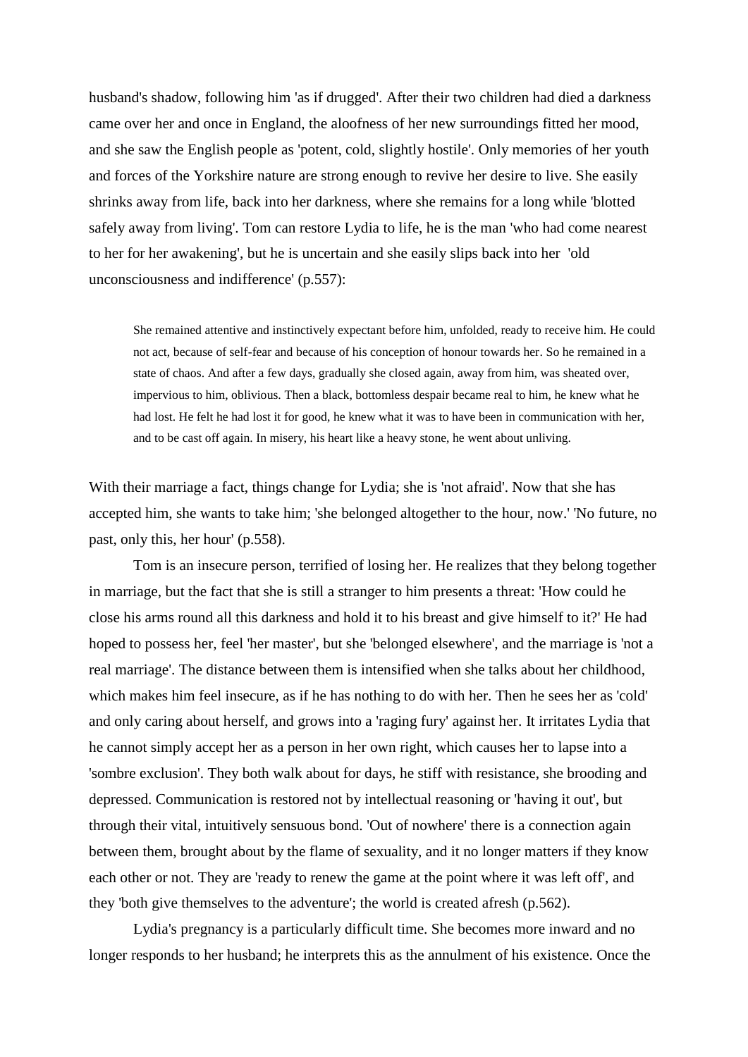husband's shadow, following him 'as if drugged'. After their two children had died a darkness came over her and once in England, the aloofness of her new surroundings fitted her mood, and she saw the English people as 'potent, cold, slightly hostile'. Only memories of her youth and forces of the Yorkshire nature are strong enough to revive her desire to live. She easily shrinks away from life, back into her darkness, where she remains for a long while 'blotted safely away from living'. Tom can restore Lydia to life, he is the man 'who had come nearest to her for her awakening', but he is uncertain and she easily slips back into her 'old unconsciousness and indifference' (p.557):

> She remained attentive and instinctively expectant before him, unfolded, ready to receive him. He could not act, because of self-fear and because of his conception of honour towards her. So he remained in a state of chaos. And after a few days, gradually she closed again, away from him, was sheated over, impervious to him, oblivious. Then a black, bottomless despair became real to him, he knew what he had lost. He felt he had lost it for good, he knew what it was to have been in communication with her, and to be cast off again. In misery, his heart like a heavy stone, he went about unliving.

With their marriage a fact, things change for Lydia; she is 'not afraid'. Now that she has accepted him, she wants to take him; 'she belonged altogether to the hour, now.' 'No future, no past, only this, her hour' (p.558).

Tom is an insecure person, terrified of losing her. He realizes that they belong together in marriage, but the fact that she is still a stranger to him presents a threat: 'How could he close his arms round all this darkness and hold it to his breast and give himself to it?' He had hoped to possess her, feel 'her master', but she 'belonged elsewhere', and the marriage is 'not a real marriage'. The distance between them is intensified when she talks about her childhood, which makes him feel insecure, as if he has nothing to do with her. Then he sees her as 'cold' and only caring about herself, and grows into a 'raging fury' against her. It irritates Lydia that he cannot simply accept her as a person in her own right, which causes her to lapse into a 'sombre exclusion'. They both walk about for days, he stiff with resistance, she brooding and depressed. Communication is restored not by intellectual reasoning or 'having it out', but through their vital, intuitively sensuous bond. 'Out of nowhere' there is a connection again between them, brought about by the flame of sexuality, and it no longer matters if they know each other or not. They are 'ready to renew the game at the point where it was left off', and they 'both give themselves to the adventure'; the world is created afresh (p.562).

Lydia's pregnancy is a particularly difficult time. She becomes more inward and no longer responds to her husband; he interprets this as the annulment of his existence. Once the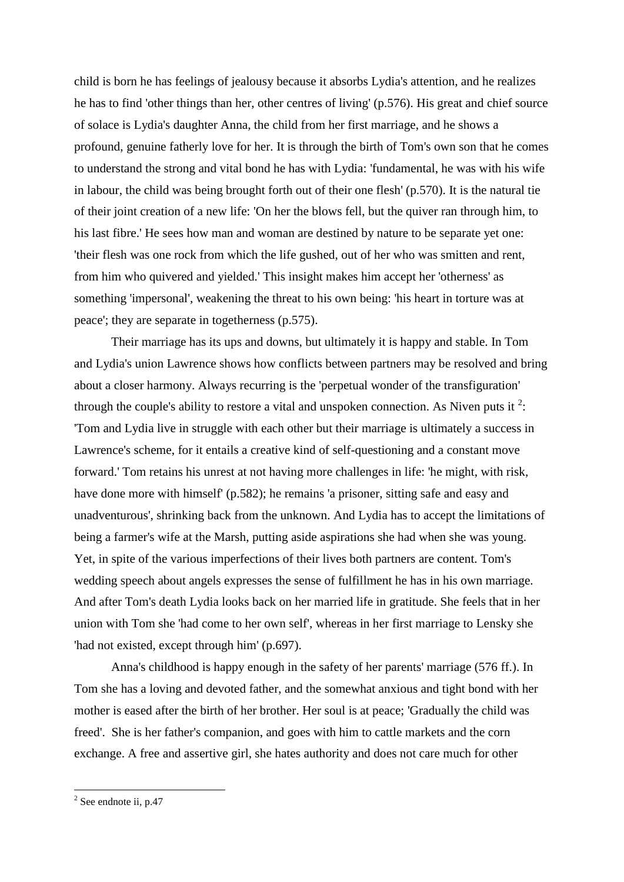child is born he has feelings of jealousy because it absorbs Lydia's attention, and he realizes he has to find 'other things than her, other centres of living' (p.576). His great and chief source of solace is Lydia's daughter Anna, the child from her first marriage, and he shows a profound, genuine fatherly love for her. It is through the birth of Tom's own son that he comes to understand the strong and vital bond he has with Lydia: 'fundamental, he was with his wife in labour, the child was being brought forth out of their one flesh' (p.570). It is the natural tie of their joint creation of a new life: 'On her the blows fell, but the quiver ran through him, to his last fibre.' He sees how man and woman are destined by nature to be separate yet one: 'their flesh was one rock from which the life gushed, out of her who was smitten and rent, from him who quivered and yielded.' This insight makes him accept her 'otherness' as something 'impersonal', weakening the threat to his own being: 'his heart in torture was at peace'; they are separate in togetherness (p.575).

Their marriage has its ups and downs, but ultimately it is happy and stable. In Tom and Lydia's union Lawrence shows how conflicts between partners may be resolved and bring about a closer harmony. Always recurring is the 'perpetual wonder of the transfiguration' through the couple's ability to restore a vital and unspoken connection. As Niven puts it [2]: 'Tom and Lydia live in struggle with each other but their marriage is ultimately a success in Lawrence's scheme, for it entails a creative kind of self-questioning and a constant move forward.' Tom retains his unrest at not having more challenges in life: 'he might, with risk, have done more with himself' (p.582); he remains 'a prisoner, sitting safe and easy and unadventurous', shrinking back from the unknown. And Lydia has to accept the limitations of being a farmer's wife at the Marsh, putting aside aspirations she had when she was young. Yet, in spite of the various imperfections of their lives both partners are content. Tom's wedding speech about angels expresses the sense of fulfillment he has in his own marriage. And after Tom's death Lydia looks back on her married life in gratitude. She feels that in her union with Tom she 'had come to her own self', whereas in her first marriage to Lensky she 'had not existed, except through him' (p.697).

Anna's childhood is happy enough in the safety of her parents' marriage (576 ff.). In Tom she has a loving and devoted father, and the somewhat anxious and tight bond with her mother is eased after the birth of her brother. Her soul is at peace; 'Gradually the child was freed'. She is her father's companion, and goes with him to cattle markets and the corn exchange. A free and assertive girl, she hates authority and does not care much for other

---

[2] See endnote ii, p.47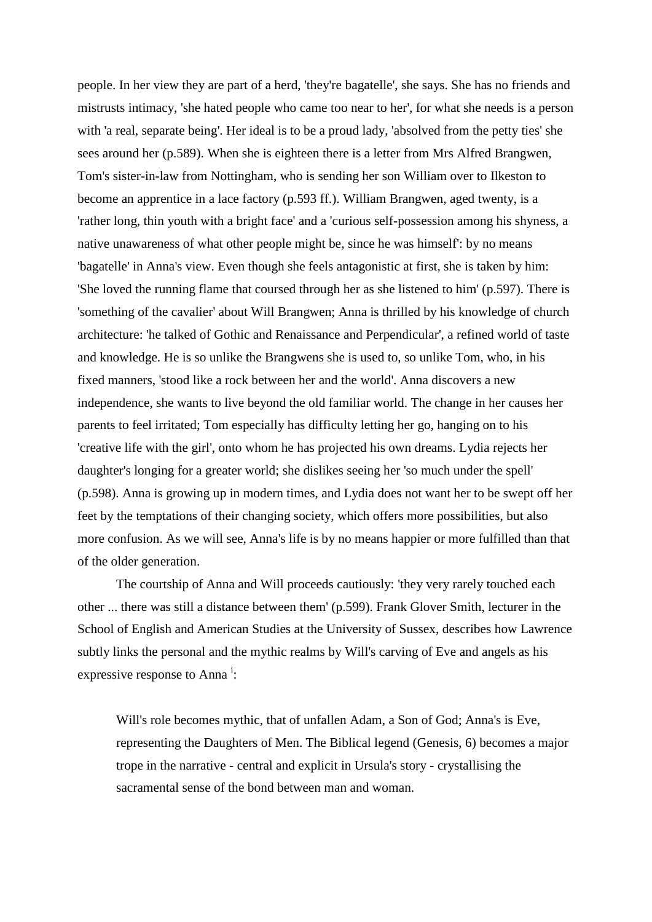people. In her view they are part of a herd, 'they're bagatelle', she says. She has no friends and mistrusts intimacy, 'she hated people who came too near to her', for what she needs is a person with 'a real, separate being'. Her ideal is to be a proud lady, 'absolved from the petty ties' she sees around her (p.589). When she is eighteen there is a letter from Mrs Alfred Brangwen, Tom's sister-in-law from Nottingham, who is sending her son William over to Ilkeston to become an apprentice in a lace factory (p.593 ff.). William Brangwen, aged twenty, is a 'rather long, thin youth with a bright face' and a 'curious self-possession among his shyness, a native unawareness of what other people might be, since he was himself': by no means 'bagatelle' in Anna's view. Even though she feels antagonistic at first, she is taken by him: 'She loved the running flame that coursed through her as she listened to him' (p.597). There is 'something of the cavalier' about Will Brangwen; Anna is thrilled by his knowledge of church architecture: 'he talked of Gothic and Renaissance and Perpendicular', a refined world of taste and knowledge. He is so unlike the Brangwens she is used to, so unlike Tom, who, in his fixed manners, 'stood like a rock between her and the world'. Anna discovers a new independence, she wants to live beyond the old familiar world. The change in her causes her parents to feel irritated; Tom especially has difficulty letting her go, hanging on to his 'creative life with the girl', onto whom he has projected his own dreams. Lydia rejects her daughter's longing for a greater world; she dislikes seeing her 'so much under the spell' (p.598). Anna is growing up in modern times, and Lydia does not want her to be swept off her feet by the temptations of their changing society, which offers more possibilities, but also more confusion. As we will see, Anna's life is by no means happier or more fulfilled than that of the older generation.

The courtship of Anna and Will proceeds cautiously: 'they very rarely touched each other ... there was still a distance between them' (p.599). Frank Glover Smith, lecturer in the School of English and American Studies at the University of Sussex, describes how Lawrence subtly links the personal and the mythic realms by Will's carving of Eve and angels as his expressive response to Anna [i]:

> Will's role becomes mythic, that of unfallen Adam, a Son of God; Anna's is Eve, representing the Daughters of Men. The Biblical legend (Genesis, 6) becomes a major trope in the narrative - central and explicit in Ursula's story - crystallising the sacramental sense of the bond between man and woman.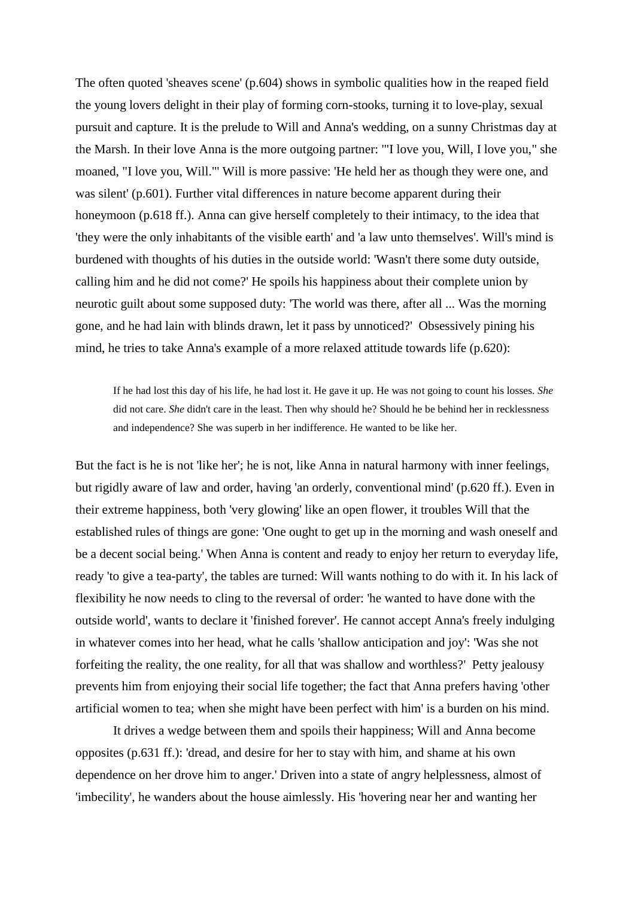The often quoted 'sheaves scene' (p.604) shows in symbolic qualities how in the reaped field the young lovers delight in their play of forming corn-stooks, turning it to love-play, sexual pursuit and capture. It is the prelude to Will and Anna's wedding, on a sunny Christmas day at the Marsh. In their love Anna is the more outgoing partner: '"I love you, Will, I love you," she moaned, "I love you, Will."' Will is more passive: 'He held her as though they were one, and was silent' (p.601). Further vital differences in nature become apparent during their honeymoon (p.618 ff.). Anna can give herself completely to their intimacy, to the idea that 'they were the only inhabitants of the visible earth' and 'a law unto themselves'. Will's mind is burdened with thoughts of his duties in the outside world: 'Wasn't there some duty outside, calling him and he did not come?' He spoils his happiness about their complete union by neurotic guilt about some supposed duty: 'The world was there, after all ... Was the morning gone, and he had lain with blinds drawn, let it pass by unnoticed?' Obsessively pining his mind, he tries to take Anna's example of a more relaxed attitude towards life (p.620):

> If he had lost this day of his life, he had lost it. He gave it up. He was not going to count his losses. *She* did not care. *She* didn't care in the least. Then why should he? Should he be behind her in recklessness and independence? She was superb in her indifference. He wanted to be like her.

But the fact is he is not 'like her'; he is not, like Anna in natural harmony with inner feelings, but rigidly aware of law and order, having 'an orderly, conventional mind' (p.620 ff.). Even in their extreme happiness, both 'very glowing' like an open flower, it troubles Will that the established rules of things are gone: 'One ought to get up in the morning and wash oneself and be a decent social being.' When Anna is content and ready to enjoy her return to everyday life, ready 'to give a tea-party', the tables are turned: Will wants nothing to do with it. In his lack of flexibility he now needs to cling to the reversal of order: 'he wanted to have done with the outside world', wants to declare it 'finished forever'. He cannot accept Anna's freely indulging in whatever comes into her head, what he calls 'shallow anticipation and joy': 'Was she not forfeiting the reality, the one reality, for all that was shallow and worthless?' Petty jealousy prevents him from enjoying their social life together; the fact that Anna prefers having 'other artificial women to tea; when she might have been perfect with him' is a burden on his mind.

It drives a wedge between them and spoils their happiness; Will and Anna become opposites (p.631 ff.): 'dread, and desire for her to stay with him, and shame at his own dependence on her drove him to anger.' Driven into a state of angry helplessness, almost of 'imbecility', he wanders about the house aimlessly. His 'hovering near her and wanting her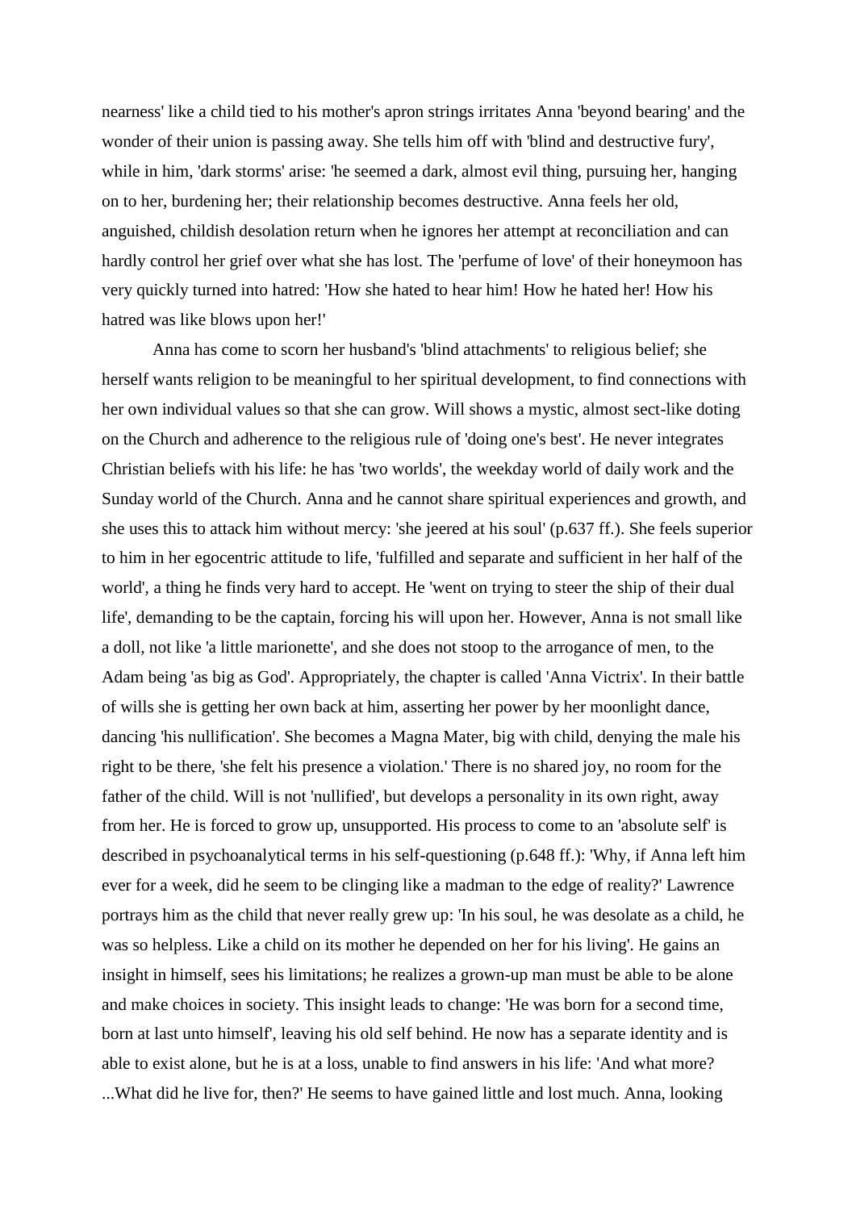nearness' like a child tied to his mother's apron strings irritates Anna 'beyond bearing' and the wonder of their union is passing away. She tells him off with 'blind and destructive fury', while in him, 'dark storms' arise: 'he seemed a dark, almost evil thing, pursuing her, hanging on to her, burdening her; their relationship becomes destructive. Anna feels her old, anguished, childish desolation return when he ignores her attempt at reconciliation and can hardly control her grief over what she has lost. The 'perfume of love' of their honeymoon has very quickly turned into hatred: 'How she hated to hear him! How he hated her! How his hatred was like blows upon her!'

Anna has come to scorn her husband's 'blind attachments' to religious belief; she herself wants religion to be meaningful to her spiritual development, to find connections with her own individual values so that she can grow. Will shows a mystic, almost sect-like doting on the Church and adherence to the religious rule of 'doing one's best'. He never integrates Christian beliefs with his life: he has 'two worlds', the weekday world of daily work and the Sunday world of the Church. Anna and he cannot share spiritual experiences and growth, and she uses this to attack him without mercy: 'she jeered at his soul' (p.637 ff.). She feels superior to him in her egocentric attitude to life, 'fulfilled and separate and sufficient in her half of the world', a thing he finds very hard to accept. He 'went on trying to steer the ship of their dual life', demanding to be the captain, forcing his will upon her. However, Anna is not small like a doll, not like 'a little marionette', and she does not stoop to the arrogance of men, to the Adam being 'as big as God'. Appropriately, the chapter is called 'Anna Victrix'. In their battle of wills she is getting her own back at him, asserting her power by her moonlight dance, dancing 'his nullification'. She becomes a Magna Mater, big with child, denying the male his right to be there, 'she felt his presence a violation.' There is no shared joy, no room for the father of the child. Will is not 'nullified', but develops a personality in its own right, away from her. He is forced to grow up, unsupported. His process to come to an 'absolute self' is described in psychoanalytical terms in his self-questioning (p.648 ff.): 'Why, if Anna left him ever for a week, did he seem to be clinging like a madman to the edge of reality?' Lawrence portrays him as the child that never really grew up: 'In his soul, he was desolate as a child, he was so helpless. Like a child on its mother he depended on her for his living'. He gains an insight in himself, sees his limitations; he realizes a grown-up man must be able to be alone and make choices in society. This insight leads to change: 'He was born for a second time, born at last unto himself', leaving his old self behind. He now has a separate identity and is able to exist alone, but he is at a loss, unable to find answers in his life: 'And what more? ...What did he live for, then?' He seems to have gained little and lost much. Anna, looking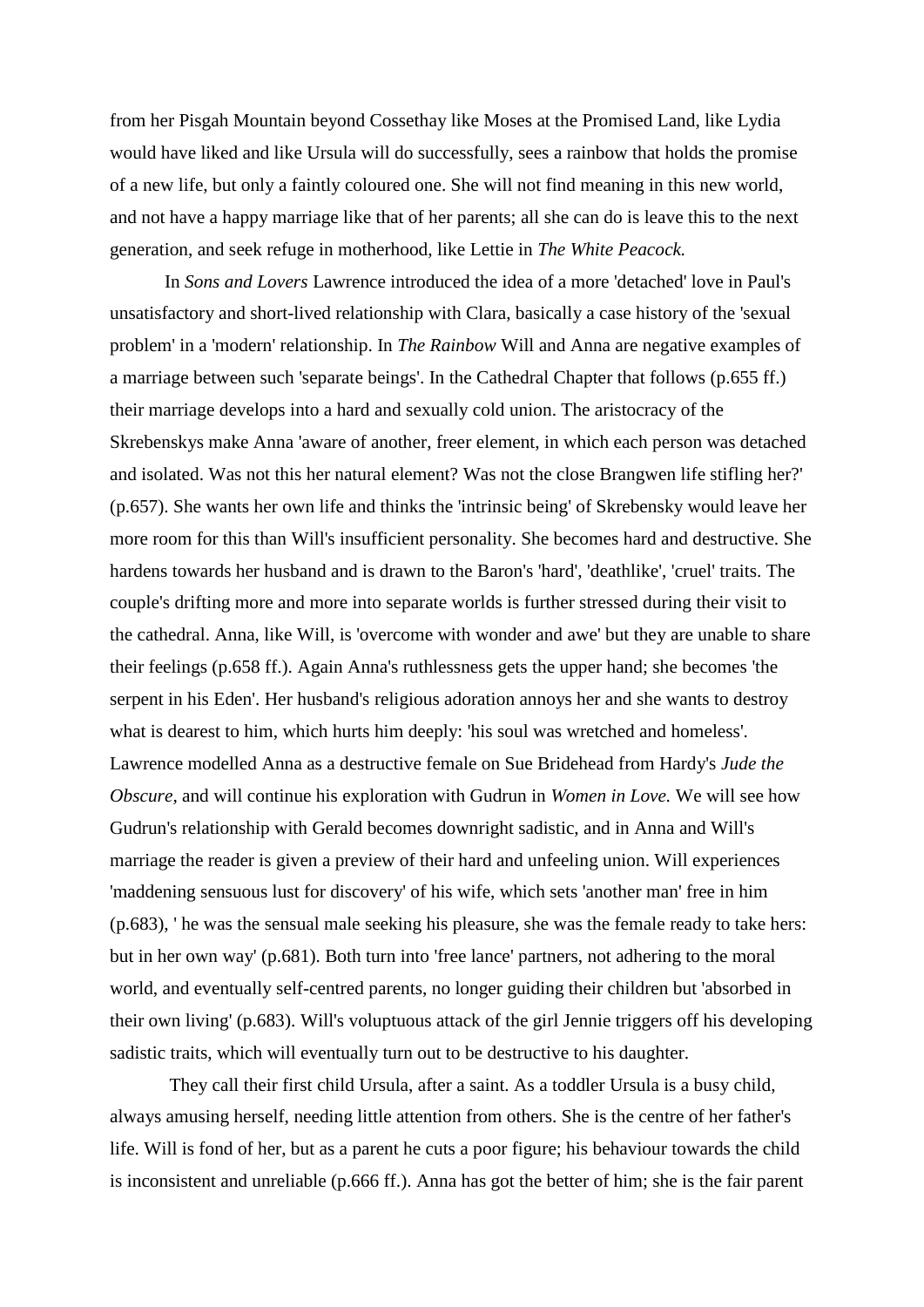from her Pisgah Mountain beyond Cossethay like Moses at the Promised Land, like Lydia would have liked and like Ursula will do successfully, sees a rainbow that holds the promise of a new life, but only a faintly coloured one. She will not find meaning in this new world, and not have a happy marriage like that of her parents; all she can do is leave this to the next generation, and seek refuge in motherhood, like Lettie in *The White Peacock.*

In *Sons and Lovers* Lawrence introduced the idea of a more 'detached' love in Paul's unsatisfactory and short-lived relationship with Clara, basically a case history of the 'sexual problem' in a 'modern' relationship. In *The Rainbow* Will and Anna are negative examples of a marriage between such 'separate beings'. In the Cathedral Chapter that follows (p.655 ff.) their marriage develops into a hard and sexually cold union. The aristocracy of the Skrebenskys make Anna 'aware of another, freer element, in which each person was detached and isolated. Was not this her natural element? Was not the close Brangwen life stifling her?' (p.657). She wants her own life and thinks the 'intrinsic being' of Skrebensky would leave her more room for this than Will's insufficient personality. She becomes hard and destructive. She hardens towards her husband and is drawn to the Baron's 'hard', 'deathlike', 'cruel' traits. The couple's drifting more and more into separate worlds is further stressed during their visit to the cathedral. Anna, like Will, is 'overcome with wonder and awe' but they are unable to share their feelings (p.658 ff.). Again Anna's ruthlessness gets the upper hand; she becomes 'the serpent in his Eden'. Her husband's religious adoration annoys her and she wants to destroy what is dearest to him, which hurts him deeply: 'his soul was wretched and homeless'. Lawrence modelled Anna as a destructive female on Sue Bridehead from Hardy's *Jude the Obscure,* and will continue his exploration with Gudrun in *Women in Love.* We will see how Gudrun's relationship with Gerald becomes downright sadistic, and in Anna and Will's marriage the reader is given a preview of their hard and unfeeling union. Will experiences 'maddening sensuous lust for discovery' of his wife, which sets 'another man' free in him (p.683), ' he was the sensual male seeking his pleasure, she was the female ready to take hers: but in her own way' (p.681). Both turn into 'free lance' partners, not adhering to the moral world, and eventually self-centred parents, no longer guiding their children but 'absorbed in their own living' (p.683). Will's voluptuous attack of the girl Jennie triggers off his developing sadistic traits, which will eventually turn out to be destructive to his daughter.

They call their first child Ursula, after a saint. As a toddler Ursula is a busy child, always amusing herself, needing little attention from others. She is the centre of her father's life. Will is fond of her, but as a parent he cuts a poor figure; his behaviour towards the child is inconsistent and unreliable (p.666 ff.). Anna has got the better of him; she is the fair parent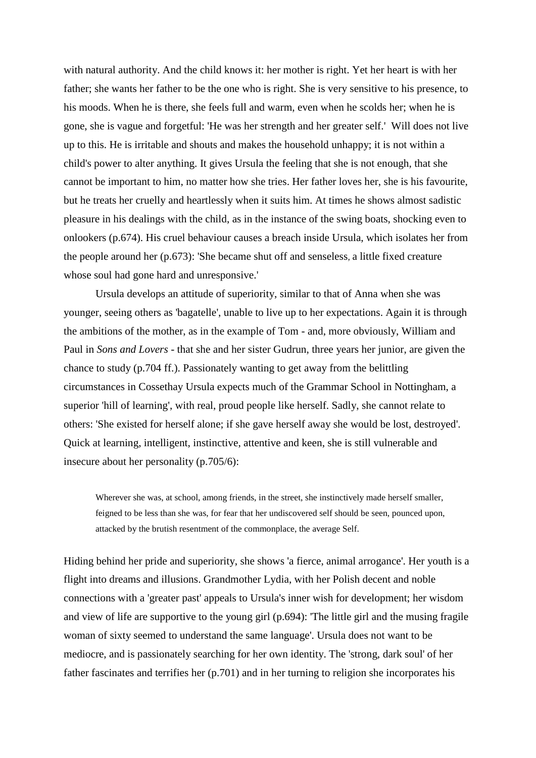with natural authority. And the child knows it: her mother is right. Yet her heart is with her father; she wants her father to be the one who is right. She is very sensitive to his presence, to his moods. When he is there, she feels full and warm, even when he scolds her; when he is gone, she is vague and forgetful: 'He was her strength and her greater self.' Will does not live up to this. He is irritable and shouts and makes the household unhappy; it is not within a child's power to alter anything. It gives Ursula the feeling that she is not enough, that she cannot be important to him, no matter how she tries. Her father loves her, she is his favourite, but he treats her cruelly and heartlessly when it suits him. At times he shows almost sadistic pleasure in his dealings with the child, as in the instance of the swing boats, shocking even to onlookers (p.674). His cruel behaviour causes a breach inside Ursula, which isolates her from the people around her (p.673): 'She became shut off and senseless, a little fixed creature whose soul had gone hard and unresponsive.'

Ursula develops an attitude of superiority, similar to that of Anna when she was younger, seeing others as 'bagatelle', unable to live up to her expectations. Again it is through the ambitions of the mother, as in the example of Tom - and, more obviously, William and Paul in *Sons and Lovers* - that she and her sister Gudrun, three years her junior, are given the chance to study (p.704 ff.). Passionately wanting to get away from the belittling circumstances in Cossethay Ursula expects much of the Grammar School in Nottingham, a superior 'hill of learning', with real, proud people like herself. Sadly, she cannot relate to others: 'She existed for herself alone; if she gave herself away she would be lost, destroyed'. Quick at learning, intelligent, instinctive, attentive and keen, she is still vulnerable and insecure about her personality (p.705/6):

> Wherever she was, at school, among friends, in the street, she instinctively made herself smaller, feigned to be less than she was, for fear that her undiscovered self should be seen, pounced upon, attacked by the brutish resentment of the commonplace, the average Self.

Hiding behind her pride and superiority, she shows 'a fierce, animal arrogance'. Her youth is a flight into dreams and illusions. Grandmother Lydia, with her Polish decent and noble connections with a 'greater past' appeals to Ursula's inner wish for development; her wisdom and view of life are supportive to the young girl (p.694): 'The little girl and the musing fragile woman of sixty seemed to understand the same language'. Ursula does not want to be mediocre, and is passionately searching for her own identity. The 'strong, dark soul' of her father fascinates and terrifies her (p.701) and in her turning to religion she incorporates his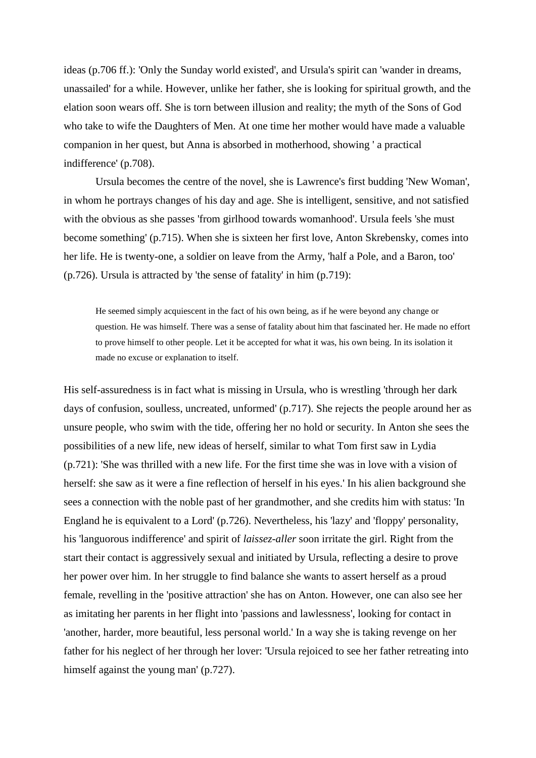ideas (p.706 ff.): 'Only the Sunday world existed', and Ursula's spirit can 'wander in dreams, unassailed' for a while. However, unlike her father, she is looking for spiritual growth, and the elation soon wears off. She is torn between illusion and reality; the myth of the Sons of God who take to wife the Daughters of Men. At one time her mother would have made a valuable companion in her quest, but Anna is absorbed in motherhood, showing ' a practical indifference' (p.708).

Ursula becomes the centre of the novel, she is Lawrence's first budding 'New Woman', in whom he portrays changes of his day and age. She is intelligent, sensitive, and not satisfied with the obvious as she passes 'from girlhood towards womanhood'. Ursula feels 'she must become something' (p.715). When she is sixteen her first love, Anton Skrebensky, comes into her life. He is twenty-one, a soldier on leave from the Army, 'half a Pole, and a Baron, too' (p.726). Ursula is attracted by 'the sense of fatality' in him (p.719):

> He seemed simply acquiescent in the fact of his own being, as if he were beyond any change or question. He was himself. There was a sense of fatality about him that fascinated her. He made no effort to prove himself to other people. Let it be accepted for what it was, his own being. In its isolation it made no excuse or explanation to itself.

His self-assuredness is in fact what is missing in Ursula, who is wrestling 'through her dark days of confusion, soulless, uncreated, unformed' (p.717). She rejects the people around her as unsure people, who swim with the tide, offering her no hold or security. In Anton she sees the possibilities of a new life, new ideas of herself, similar to what Tom first saw in Lydia (p.721): 'She was thrilled with a new life. For the first time she was in love with a vision of herself: she saw as it were a fine reflection of herself in his eyes.' In his alien background she sees a connection with the noble past of her grandmother, and she credits him with status: 'In England he is equivalent to a Lord' (p.726). Nevertheless, his 'lazy' and 'floppy' personality, his 'languorous indifference' and spirit of *laissez-aller* soon irritate the girl. Right from the start their contact is aggressively sexual and initiated by Ursula, reflecting a desire to prove her power over him. In her struggle to find balance she wants to assert herself as a proud female, revelling in the 'positive attraction' she has on Anton. However, one can also see her as imitating her parents in her flight into 'passions and lawlessness', looking for contact in 'another, harder, more beautiful, less personal world.' In a way she is taking revenge on her father for his neglect of her through her lover: 'Ursula rejoiced to see her father retreating into himself against the young man' (p.727).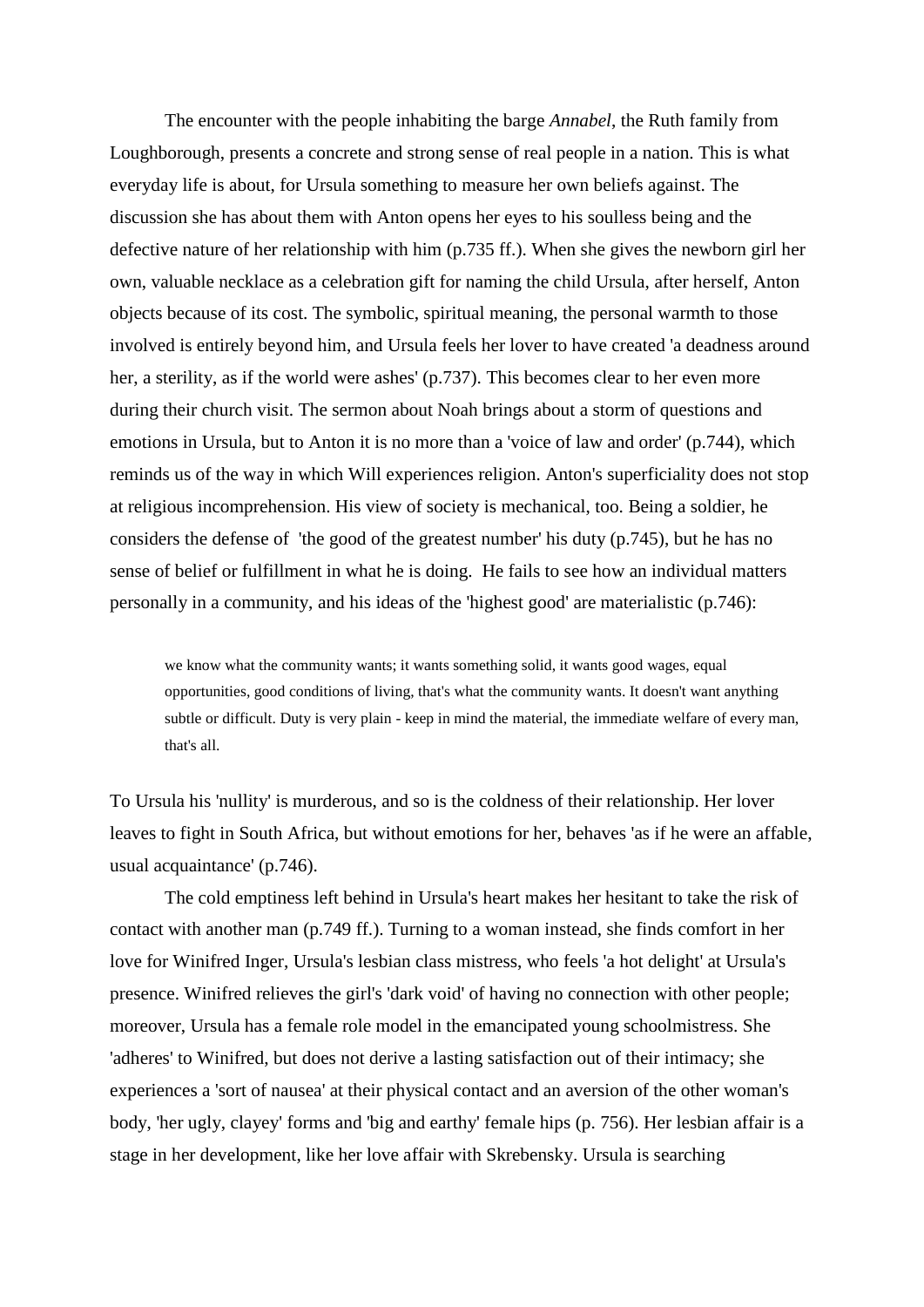The encounter with the people inhabiting the barge *Annabel*, the Ruth family from Loughborough, presents a concrete and strong sense of real people in a nation. This is what everyday life is about, for Ursula something to measure her own beliefs against. The discussion she has about them with Anton opens her eyes to his soulless being and the defective nature of her relationship with him (p.735 ff.). When she gives the newborn girl her own, valuable necklace as a celebration gift for naming the child Ursula, after herself, Anton objects because of its cost. The symbolic, spiritual meaning, the personal warmth to those involved is entirely beyond him, and Ursula feels her lover to have created 'a deadness around her, a sterility, as if the world were ashes' (p.737). This becomes clear to her even more during their church visit. The sermon about Noah brings about a storm of questions and emotions in Ursula, but to Anton it is no more than a 'voice of law and order' (p.744), which reminds us of the way in which Will experiences religion. Anton's superficiality does not stop at religious incomprehension. His view of society is mechanical, too. Being a soldier, he considers the defense of 'the good of the greatest number' his duty (p.745), but he has no sense of belief or fulfillment in what he is doing. He fails to see how an individual matters personally in a community, and his ideas of the 'highest good' are materialistic (p.746):

> we know what the community wants; it wants something solid, it wants good wages, equal opportunities, good conditions of living, that's what the community wants. It doesn't want anything subtle or difficult. Duty is very plain - keep in mind the material, the immediate welfare of every man, that's all.

To Ursula his 'nullity' is murderous, and so is the coldness of their relationship. Her lover leaves to fight in South Africa, but without emotions for her, behaves 'as if he were an affable, usual acquaintance' (p.746).

The cold emptiness left behind in Ursula's heart makes her hesitant to take the risk of contact with another man (p.749 ff.). Turning to a woman instead, she finds comfort in her love for Winifred Inger, Ursula's lesbian class mistress, who feels 'a hot delight' at Ursula's presence. Winifred relieves the girl's 'dark void' of having no connection with other people; moreover, Ursula has a female role model in the emancipated young schoolmistress. She 'adheres' to Winifred, but does not derive a lasting satisfaction out of their intimacy; she experiences a 'sort of nausea' at their physical contact and an aversion of the other woman's body, 'her ugly, clayey' forms and 'big and earthy' female hips (p. 756). Her lesbian affair is a stage in her development, like her love affair with Skrebensky. Ursula is searching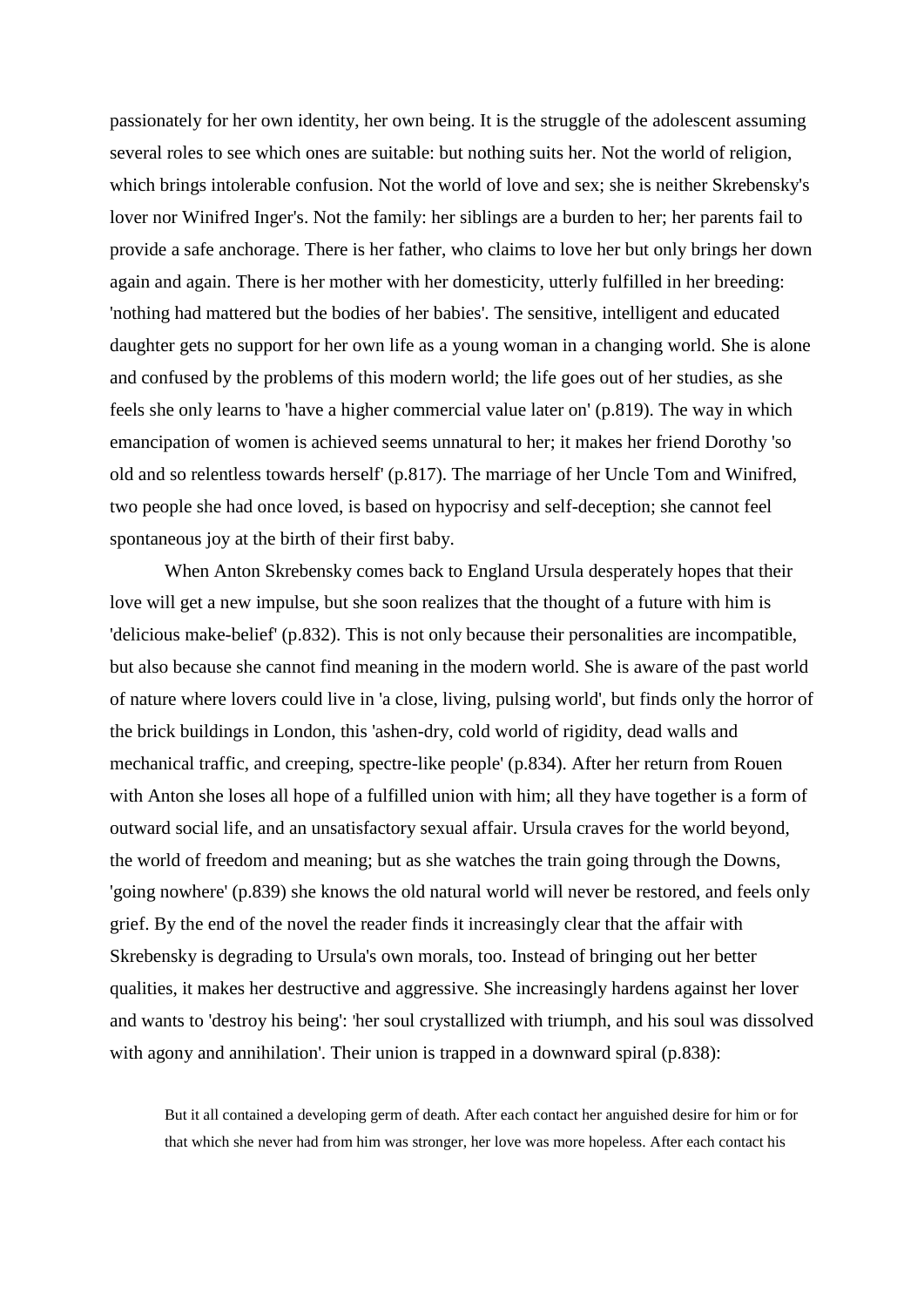passionately for her own identity, her own being. It is the struggle of the adolescent assuming several roles to see which ones are suitable: but nothing suits her. Not the world of religion, which brings intolerable confusion. Not the world of love and sex; she is neither Skrebensky's lover nor Winifred Inger's. Not the family: her siblings are a burden to her; her parents fail to provide a safe anchorage. There is her father, who claims to love her but only brings her down again and again. There is her mother with her domesticity, utterly fulfilled in her breeding: 'nothing had mattered but the bodies of her babies'. The sensitive, intelligent and educated daughter gets no support for her own life as a young woman in a changing world. She is alone and confused by the problems of this modern world; the life goes out of her studies, as she feels she only learns to 'have a higher commercial value later on' (p.819). The way in which emancipation of women is achieved seems unnatural to her; it makes her friend Dorothy 'so old and so relentless towards herself' (p.817). The marriage of her Uncle Tom and Winifred, two people she had once loved, is based on hypocrisy and self-deception; she cannot feel spontaneous joy at the birth of their first baby.

When Anton Skrebensky comes back to England Ursula desperately hopes that their love will get a new impulse, but she soon realizes that the thought of a future with him is 'delicious make-belief' (p.832). This is not only because their personalities are incompatible, but also because she cannot find meaning in the modern world. She is aware of the past world of nature where lovers could live in 'a close, living, pulsing world', but finds only the horror of the brick buildings in London, this 'ashen-dry, cold world of rigidity, dead walls and mechanical traffic, and creeping, spectre-like people' (p.834). After her return from Rouen with Anton she loses all hope of a fulfilled union with him; all they have together is a form of outward social life, and an unsatisfactory sexual affair. Ursula craves for the world beyond, the world of freedom and meaning; but as she watches the train going through the Downs, 'going nowhere' (p.839) she knows the old natural world will never be restored, and feels only grief. By the end of the novel the reader finds it increasingly clear that the affair with Skrebensky is degrading to Ursula's own morals, too. Instead of bringing out her better qualities, it makes her destructive and aggressive. She increasingly hardens against her lover and wants to 'destroy his being': 'her soul crystallized with triumph, and his soul was dissolved with agony and annihilation'. Their union is trapped in a downward spiral (p.838):

> But it all contained a developing germ of death. After each contact her anguished desire for him or for that which she never had from him was stronger, her love was more hopeless. After each contact his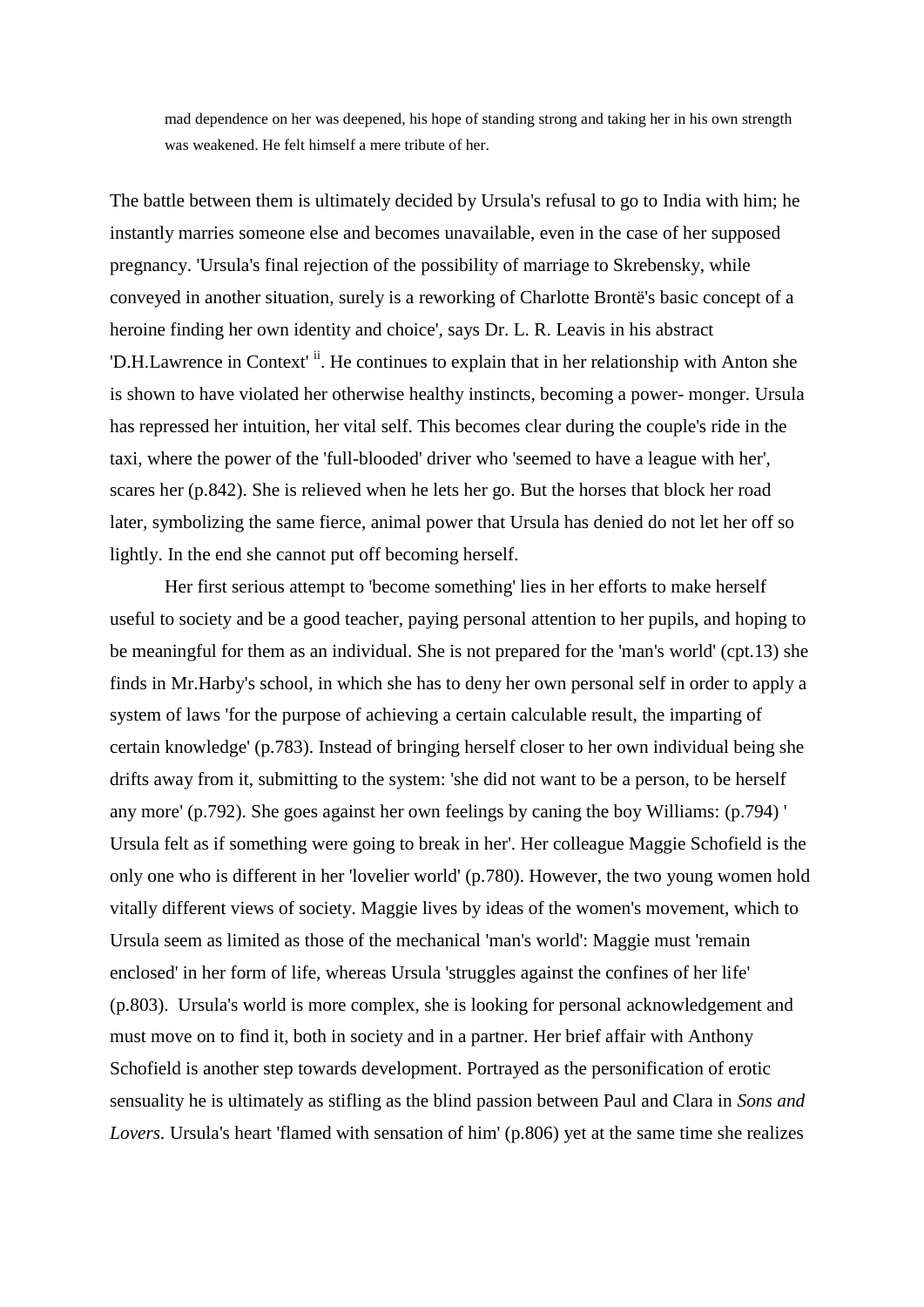> mad dependence on her was deepened, his hope of standing strong and taking her in his own strength was weakened. He felt himself a mere tribute of her.

The battle between them is ultimately decided by Ursula's refusal to go to India with him; he instantly marries someone else and becomes unavailable, even in the case of her supposed pregnancy. 'Ursula's final rejection of the possibility of marriage to Skrebensky, while conveyed in another situation, surely is a reworking of Charlotte Brontë's basic concept of a heroine finding her own identity and choice', says Dr. L. R. Leavis in his abstract 'D.H.Lawrence in Context' [ii]. He continues to explain that in her relationship with Anton she is shown to have violated her otherwise healthy instincts, becoming a power- monger. Ursula has repressed her intuition, her vital self. This becomes clear during the couple's ride in the taxi, where the power of the 'full-blooded' driver who 'seemed to have a league with her', scares her (p.842). She is relieved when he lets her go. But the horses that block her road later, symbolizing the same fierce, animal power that Ursula has denied do not let her off so lightly. In the end she cannot put off becoming herself.

Her first serious attempt to 'become something' lies in her efforts to make herself useful to society and be a good teacher, paying personal attention to her pupils, and hoping to be meaningful for them as an individual. She is not prepared for the 'man's world' (cpt.13) she finds in Mr.Harby's school, in which she has to deny her own personal self in order to apply a system of laws 'for the purpose of achieving a certain calculable result, the imparting of certain knowledge' (p.783). Instead of bringing herself closer to her own individual being she drifts away from it, submitting to the system: 'she did not want to be a person, to be herself any more' (p.792). She goes against her own feelings by caning the boy Williams: (p.794) ' Ursula felt as if something were going to break in her'. Her colleague Maggie Schofield is the only one who is different in her 'lovelier world' (p.780). However, the two young women hold vitally different views of society. Maggie lives by ideas of the women's movement, which to Ursula seem as limited as those of the mechanical 'man's world': Maggie must 'remain enclosed' in her form of life, whereas Ursula 'struggles against the confines of her life' (p.803). Ursula's world is more complex, she is looking for personal acknowledgement and must move on to find it, both in society and in a partner. Her brief affair with Anthony Schofield is another step towards development. Portrayed as the personification of erotic sensuality he is ultimately as stifling as the blind passion between Paul and Clara in *Sons and Lovers.* Ursula's heart 'flamed with sensation of him' (p.806) yet at the same time she realizes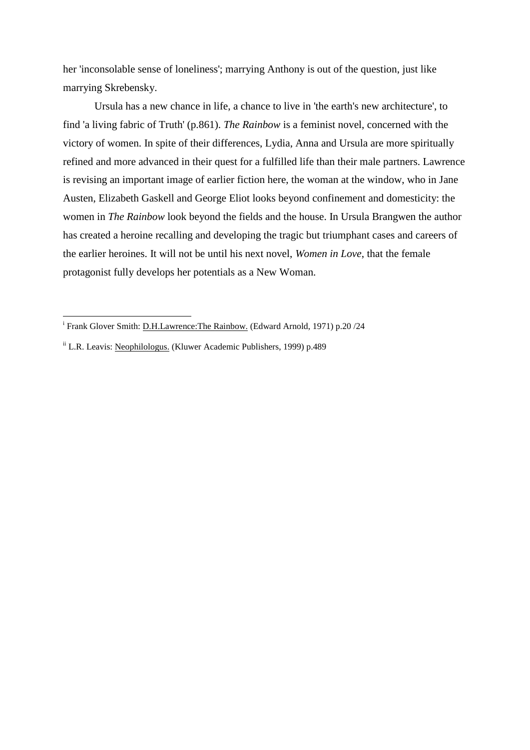her 'inconsolable sense of loneliness'; marrying Anthony is out of the question, just like marrying Skrebensky.

Ursula has a new chance in life, a chance to live in 'the earth's new architecture', to find 'a living fabric of Truth' (p.861). *The Rainbow* is a feminist novel, concerned with the victory of women. In spite of their differences, Lydia, Anna and Ursula are more spiritually refined and more advanced in their quest for a fulfilled life than their male partners. Lawrence is revising an important image of earlier fiction here, the woman at the window, who in Jane Austen, Elizabeth Gaskell and George Eliot looks beyond confinement and domesticity: the women in *The Rainbow* look beyond the fields and the house. In Ursula Brangwen the author has created a heroine recalling and developing the tragic but triumphant cases and careers of the earlier heroines. It will not be until his next novel, *Women in Love*, that the female protagonist fully develops her potentials as a New Woman.

---

[i] Frank Glover Smith: D.H.Lawrence:The Rainbow. (Edward Arnold, 1971) p.20 /24

[ii] L.R. Leavis: Neophilologus. (Kluwer Academic Publishers, 1999) p.489